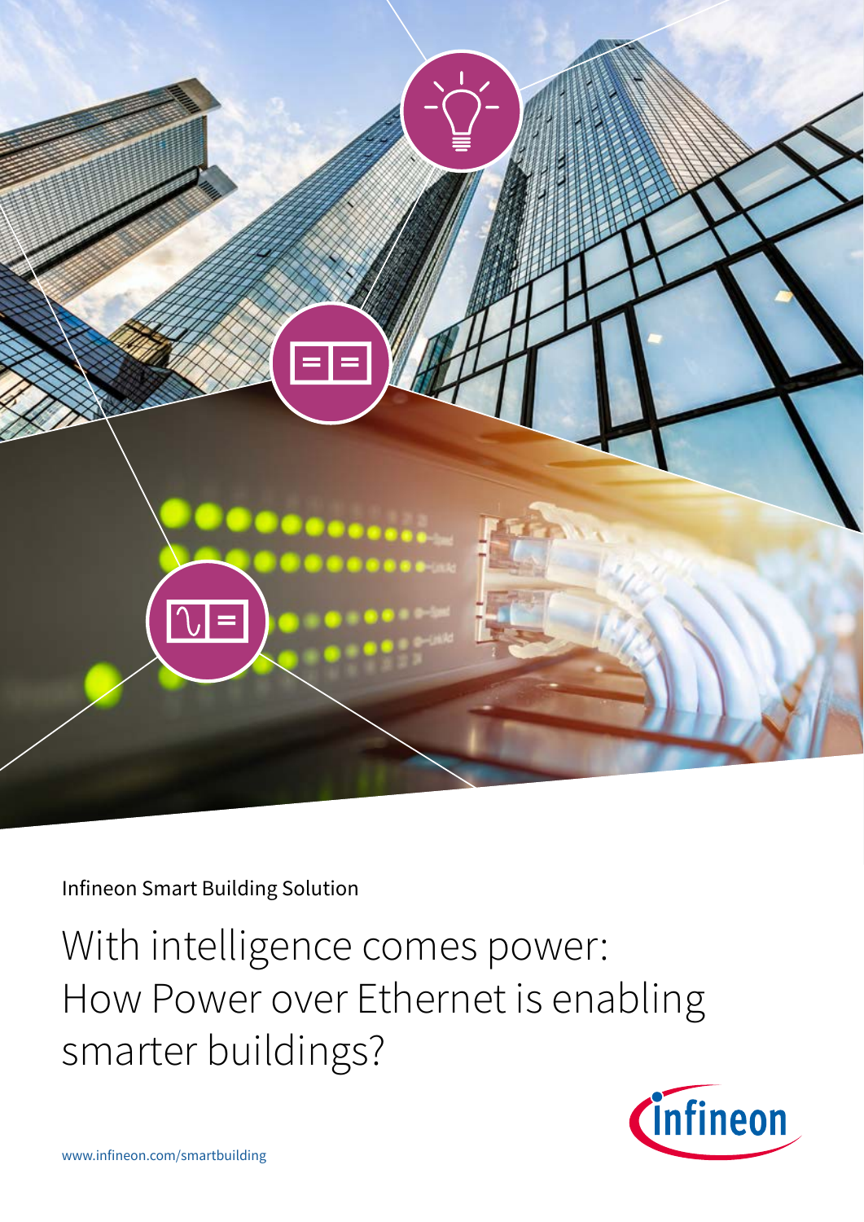Infineon Smart Building Solution

# With intelligence comes power: How Power over Ethernet is enabling smarter buildings?

www.infineon.com/smartbuilding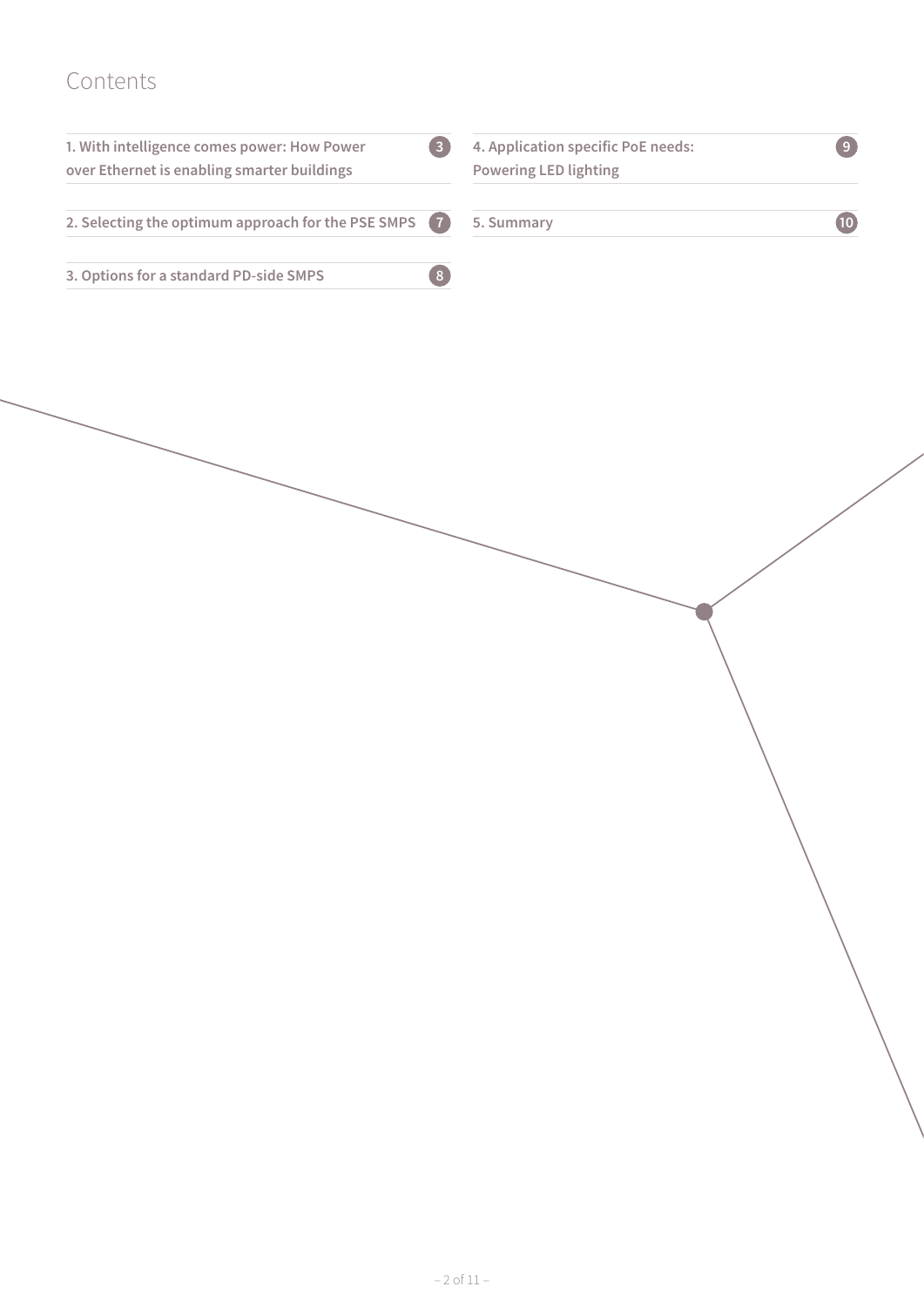# Contents

1. With intelligence comes power: How Power over Ethernet is enabling smarter buildings — 3
2. Selecting the optimum approach for the PSE SMPS — 7
3. Options for a standard PD-side SMPS — 8
4. Application specific PoE needs: Powering LED lighting — 9
5. Summary — 10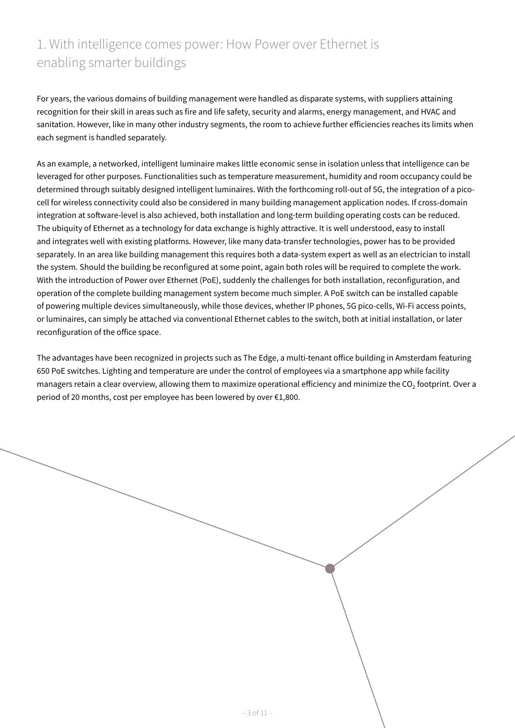# 1. With intelligence comes power: How Power over Ethernet is enabling smarter buildings

For years, the various domains of building management were handled as disparate systems, with suppliers attaining recognition for their skill in areas such as fire and life safety, security and alarms, energy management, and HVAC and sanitation. However, like in many other industry segments, the room to achieve further efficiencies reaches its limits when each segment is handled separately.

As an example, a networked, intelligent luminaire makes little economic sense in isolation unless that intelligence can be leveraged for other purposes. Functionalities such as temperature measurement, humidity and room occupancy could be determined through suitably designed intelligent luminaires. With the forthcoming roll-out of 5G, the integration of a pico-cell for wireless connectivity could also be considered in many building management application nodes. If cross-domain integration at software-level is also achieved, both installation and long-term building operating costs can be reduced. The ubiquity of Ethernet as a technology for data exchange is highly attractive. It is well understood, easy to install and integrates well with existing platforms. However, like many data-transfer technologies, power has to be provided separately. In an area like building management this requires both a data-system expert as well as an electrician to install the system. Should the building be reconfigured at some point, again both roles will be required to complete the work. With the introduction of Power over Ethernet (PoE), suddenly the challenges for both installation, reconfiguration, and operation of the complete building management system become much simpler. A PoE switch can be installed capable of powering multiple devices simultaneously, while those devices, whether IP phones, 5G pico-cells, Wi-Fi access points, or luminaires, can simply be attached via conventional Ethernet cables to the switch, both at initial installation, or later reconfiguration of the office space.

The advantages have been recognized in projects such as The Edge, a multi-tenant office building in Amsterdam featuring 650 PoE switches. Lighting and temperature are under the control of employees via a smartphone app while facility managers retain a clear overview, allowing them to maximize operational efficiency and minimize the $CO_2$ footprint. Over a period of 20 months, cost per employee has been lowered by over €1,800.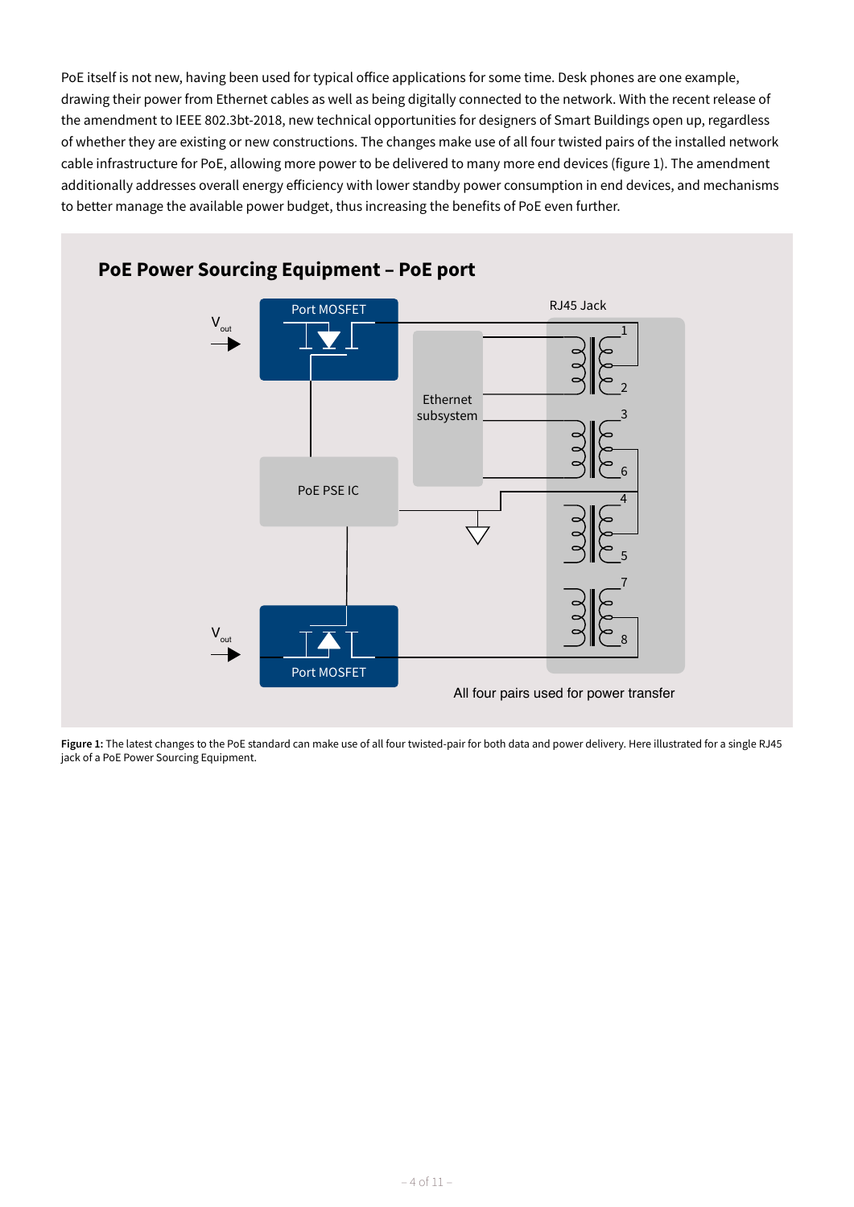PoE itself is not new, having been used for typical office applications for some time. Desk phones are one example, drawing their power from Ethernet cables as well as being digitally connected to the network. With the recent release of the amendment to IEEE 802.3bt-2018, new technical opportunities for designers of Smart Buildings open up, regardless of whether they are existing or new constructions. The changes make use of all four twisted pairs of the installed network cable infrastructure for PoE, allowing more power to be delivered to many more end devices (figure 1). The amendment additionally addresses overall energy efficiency with lower standby power consumption in end devices, and mechanisms to better manage the available power budget, thus increasing the benefits of PoE even further.

**Figure 1:** The latest changes to the PoE standard can make use of all four twisted-pair for both data and power delivery. Here illustrated for a single RJ45 jack of a PoE Power Sourcing Equipment.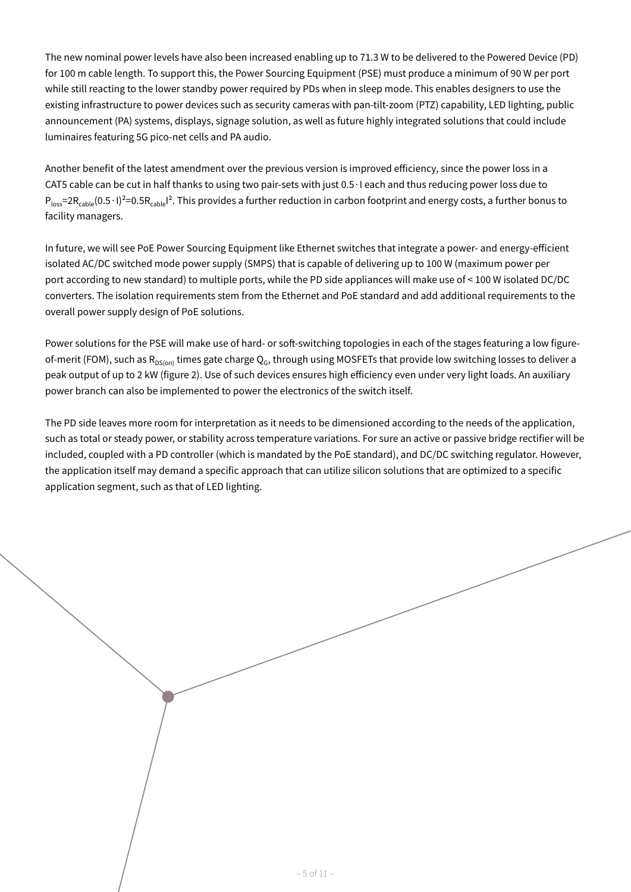The new nominal power levels have also been increased enabling up to 71.3 W to be delivered to the Powered Device (PD) for 100 m cable length. To support this, the Power Sourcing Equipment (PSE) must produce a minimum of 90 W per port while still reacting to the lower standby power required by PDs when in sleep mode. This enables designers to use the existing infrastructure to power devices such as security cameras with pan-tilt-zoom (PTZ) capability, LED lighting, public announcement (PA) systems, displays, signage solution, as well as future highly integrated solutions that could include luminaires featuring 5G pico-net cells and PA audio.

Another benefit of the latest amendment over the previous version is improved efficiency, since the power loss in a CAT5 cable can be cut in half thanks to using two pair-sets with just $0.5 \cdot I$ each and thus reducing power loss due to $P_{loss}=2R_{cable}(0.5 \cdot I)^2=0.5R_{cable}I^2$. This provides a further reduction in carbon footprint and energy costs, a further bonus to facility managers.

In future, we will see PoE Power Sourcing Equipment like Ethernet switches that integrate a power- and energy-efficient isolated AC/DC switched mode power supply (SMPS) that is capable of delivering up to 100 W (maximum power per port according to new standard) to multiple ports, while the PD side appliances will make use of < 100 W isolated DC/DC converters. The isolation requirements stem from the Ethernet and PoE standard and add additional requirements to the overall power supply design of PoE solutions.

Power solutions for the PSE will make use of hard- or soft-switching topologies in each of the stages featuring a low figure-of-merit (FOM), such as $R_{DS(on)}$ times gate charge $Q_G$, through using MOSFETs that provide low switching losses to deliver a peak output of up to 2 kW (figure 2). Use of such devices ensures high efficiency even under very light loads. An auxiliary power branch can also be implemented to power the electronics of the switch itself.

The PD side leaves more room for interpretation as it needs to be dimensioned according to the needs of the application, such as total or steady power, or stability across temperature variations. For sure an active or passive bridge rectifier will be included, coupled with a PD controller (which is mandated by the PoE standard), and DC/DC switching regulator. However, the application itself may demand a specific approach that can utilize silicon solutions that are optimized to a specific application segment, such as that of LED lighting.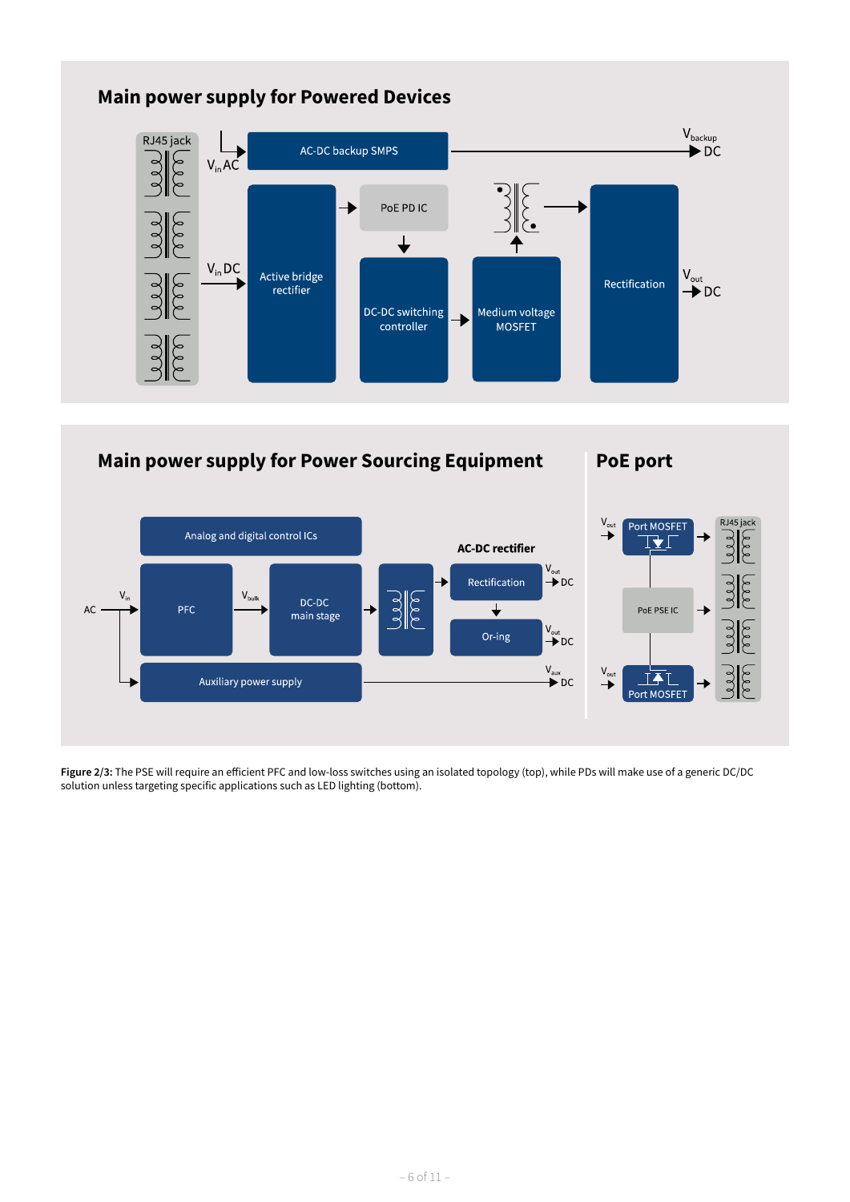## Main power supply for Powered Devices

RJ45 jack

$V_{in}$ AC

AC-DC backup SMPS

$V_{backup}$ DC

$V_{in}$ DC

Active bridge rectifier

PoE PD IC

DC-DC switching controller

Medium voltage MOSFET

Rectification

$V_{out}$ DC

## Main power supply for Power Sourcing Equipment

Analog and digital control ICs

AC

$V_{in}$

PFC

$V_{bulk}$

DC-DC main stage

AC-DC rectifier

Rectification

$V_{out}$ DC

Or-ing

$V_{out}$ DC

Auxiliary power supply

$V_{aux}$ DC

## PoE port

$V_{out}$

Port MOSFET

PoE PSE IC

$V_{out}$

Port MOSFET

RJ45 jack

**Figure 2/3:** The PSE will require an efficient PFC and low-loss switches using an isolated topology (top), while PDs will make use of a generic DC/DC solution unless targeting specific applications such as LED lighting (bottom).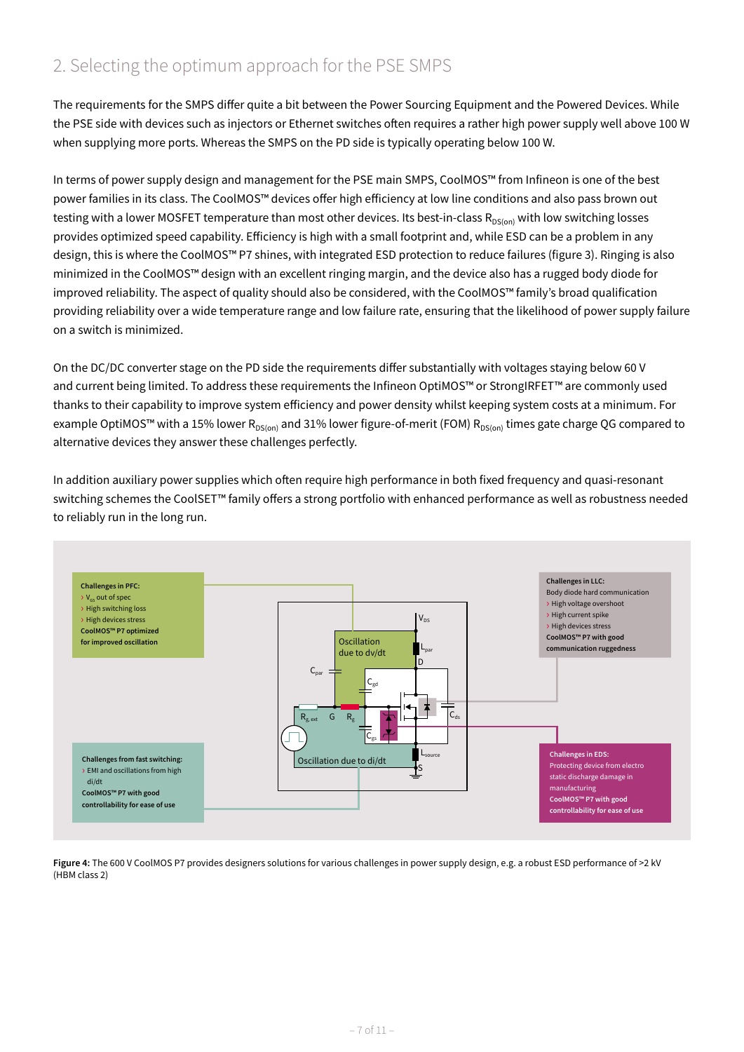## 2. Selecting the optimum approach for the PSE SMPS

The requirements for the SMPS differ quite a bit between the Power Sourcing Equipment and the Powered Devices. While the PSE side with devices such as injectors or Ethernet switches often requires a rather high power supply well above 100 W when supplying more ports. Whereas the SMPS on the PD side is typically operating below 100 W.

In terms of power supply design and management for the PSE main SMPS, CoolMOS™ from Infineon is one of the best power families in its class. The CoolMOS™ devices offer high efficiency at low line conditions and also pass brown out testing with a lower MOSFET temperature than most other devices. Its best-in-class $R_{DS(on)}$ with low switching losses provides optimized speed capability. Efficiency is high with a small footprint and, while ESD can be a problem in any design, this is where the CoolMOS™ P7 shines, with integrated ESD protection to reduce failures (figure 3). Ringing is also minimized in the CoolMOS™ design with an excellent ringing margin, and the device also has a rugged body diode for improved reliability. The aspect of quality should also be considered, with the CoolMOS™ family's broad qualification providing reliability over a wide temperature range and low failure rate, ensuring that the likelihood of power supply failure on a switch is minimized.

On the DC/DC converter stage on the PD side the requirements differ substantially with voltages staying below 60 V and current being limited. To address these requirements the Infineon OptiMOS™ or StrongIRFET™ are commonly used thanks to their capability to improve system efficiency and power density whilst keeping system costs at a minimum. For example OptiMOS™ with a 15% lower $R_{DS(on)}$ and 31% lower figure-of-merit (FOM) $R_{DS(on)}$ times gate charge QG compared to alternative devices they answer these challenges perfectly.

In addition auxiliary power supplies which often require high performance in both fixed frequency and quasi-resonant switching schemes the CoolSET™ family offers a strong portfolio with enhanced performance as well as robustness needed to reliably run in the long run.

**Challenges in PFC:**
- $V_{GS}$ out of spec
- High switching loss
- High devices stress

**CoolMOS™ P7 optimized for improved oscillation**

**Challenges in LLC:**
Body diode hard communication
- High voltage overshoot
- High current spike
- High devices stress

**CoolMOS™ P7 with good communication ruggedness**

**Challenges from fast switching:**
- EMI and oscillations from high di/dt

**CoolMOS™ P7 with good controllability for ease of use**

**Challenges in EDS:**
Protecting device from electro static discharge damage in manufacturing

**CoolMOS™ P7 with good controllability for ease of use**

Oscillation due to dv/dt

Oscillation due to di/dt

**Figure 4:** The 600 V CoolMOS P7 provides designers solutions for various challenges in power supply design, e.g. a robust ESD performance of >2 kV (HBM class 2)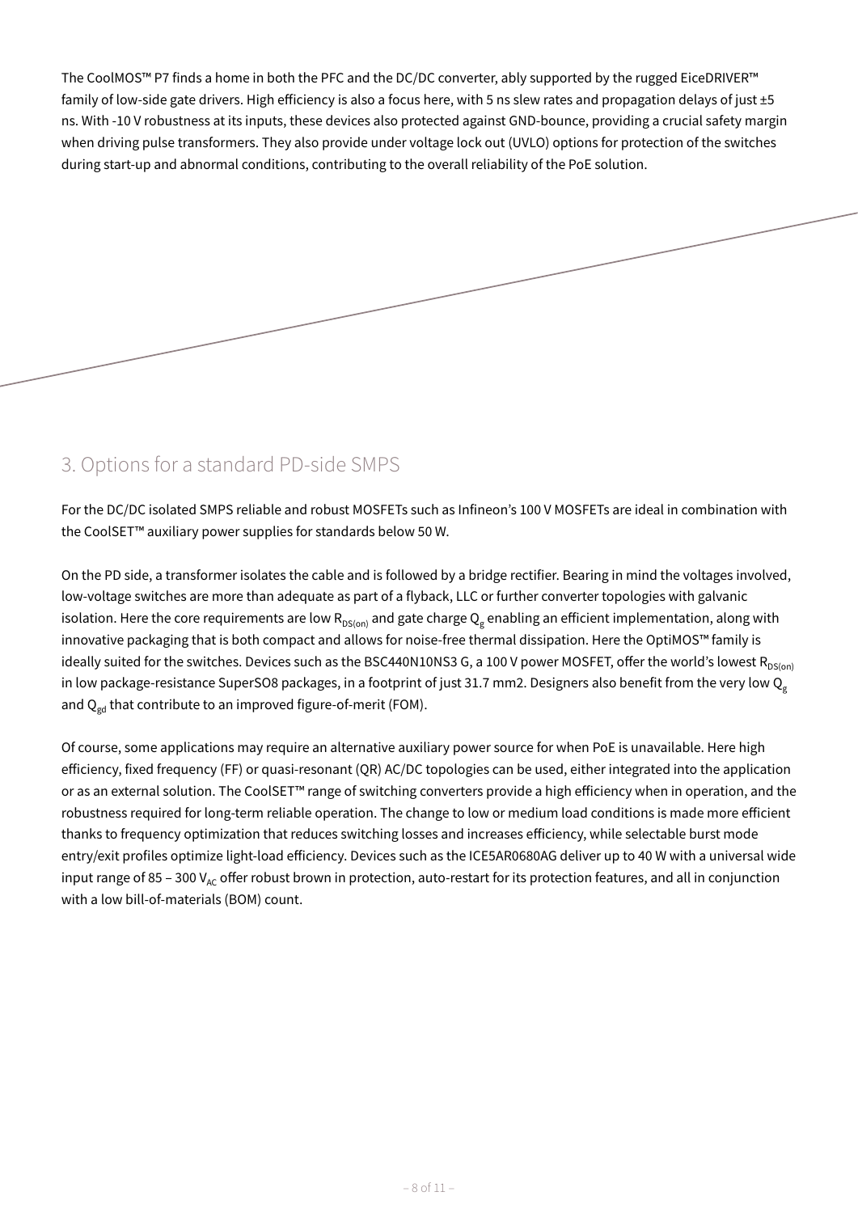The CoolMOS™ P7 finds a home in both the PFC and the DC/DC converter, ably supported by the rugged EiceDRIVER™ family of low-side gate drivers. High efficiency is also a focus here, with 5 ns slew rates and propagation delays of just ±5 ns. With -10 V robustness at its inputs, these devices also protected against GND-bounce, providing a crucial safety margin when driving pulse transformers. They also provide under voltage lock out (UVLO) options for protection of the switches during start-up and abnormal conditions, contributing to the overall reliability of the PoE solution.

## 3. Options for a standard PD-side SMPS

For the DC/DC isolated SMPS reliable and robust MOSFETs such as Infineon's 100 V MOSFETs are ideal in combination with the CoolSET™ auxiliary power supplies for standards below 50 W.

On the PD side, a transformer isolates the cable and is followed by a bridge rectifier. Bearing in mind the voltages involved, low-voltage switches are more than adequate as part of a flyback, LLC or further converter topologies with galvanic isolation. Here the core requirements are low $R_{DS(on)}$ and gate charge $Q_g$ enabling an efficient implementation, along with innovative packaging that is both compact and allows for noise-free thermal dissipation. Here the OptiMOS™ family is ideally suited for the switches. Devices such as the BSC440N10NS3 G, a 100 V power MOSFET, offer the world's lowest $R_{DS(on)}$ in low package-resistance SuperSO8 packages, in a footprint of just 31.7 mm2. Designers also benefit from the very low $Q_g$ and $Q_{gd}$ that contribute to an improved figure-of-merit (FOM).

Of course, some applications may require an alternative auxiliary power source for when PoE is unavailable. Here high efficiency, fixed frequency (FF) or quasi-resonant (QR) AC/DC topologies can be used, either integrated into the application or as an external solution. The CoolSET™ range of switching converters provide a high efficiency when in operation, and the robustness required for long-term reliable operation. The change to low or medium load conditions is made more efficient thanks to frequency optimization that reduces switching losses and increases efficiency, while selectable burst mode entry/exit profiles optimize light-load efficiency. Devices such as the ICE5AR0680AG deliver up to 40 W with a universal wide input range of 85 – 300 $V_{AC}$ offer robust brown in protection, auto-restart for its protection features, and all in conjunction with a low bill-of-materials (BOM) count.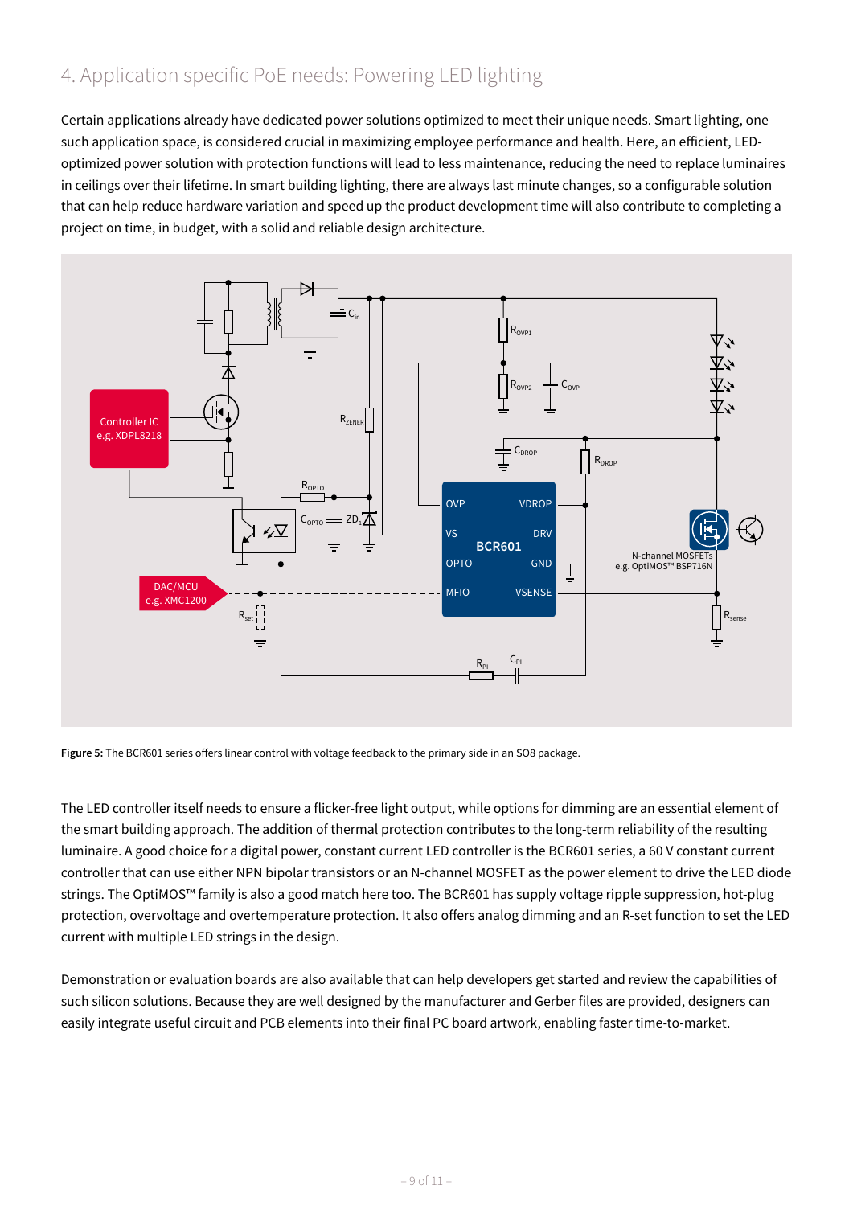## 4. Application specific PoE needs: Powering LED lighting

Certain applications already have dedicated power solutions optimized to meet their unique needs. Smart lighting, one such application space, is considered crucial in maximizing employee performance and health. Here, an efficient, LED-optimized power solution with protection functions will lead to less maintenance, reducing the need to replace luminaires in ceilings over their lifetime. In smart building lighting, there are always last minute changes, so a configurable solution that can help reduce hardware variation and speed up the product development time will also contribute to completing a project on time, in budget, with a solid and reliable design architecture.

**Figure 5:** The BCR601 series offers linear control with voltage feedback to the primary side in an SO8 package.

The LED controller itself needs to ensure a flicker-free light output, while options for dimming are an essential element of the smart building approach. The addition of thermal protection contributes to the long-term reliability of the resulting luminaire. A good choice for a digital power, constant current LED controller is the BCR601 series, a 60 V constant current controller that can use either NPN bipolar transistors or an N-channel MOSFET as the power element to drive the LED diode strings. The OptiMOS™ family is also a good match here too. The BCR601 has supply voltage ripple suppression, hot-plug protection, overvoltage and overtemperature protection. It also offers analog dimming and an R-set function to set the LED current with multiple LED strings in the design.

Demonstration or evaluation boards are also available that can help developers get started and review the capabilities of such silicon solutions. Because they are well designed by the manufacturer and Gerber files are provided, designers can easily integrate useful circuit and PCB elements into their final PC board artwork, enabling faster time-to-market.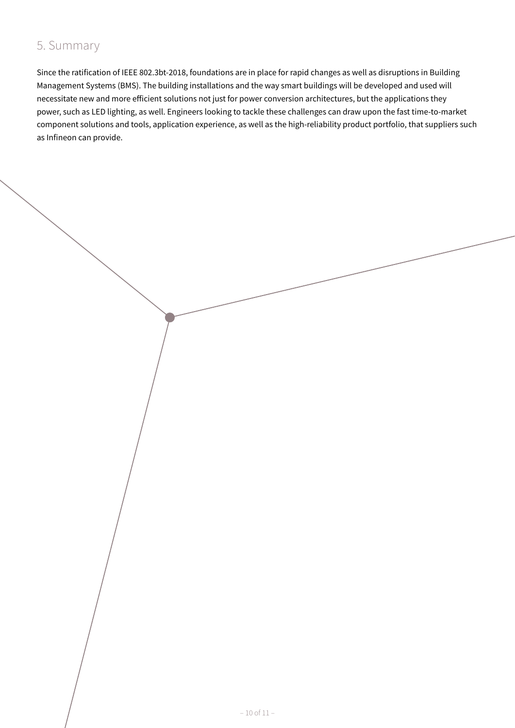## 5. Summary

Since the ratification of IEEE 802.3bt-2018, foundations are in place for rapid changes as well as disruptions in Building Management Systems (BMS). The building installations and the way smart buildings will be developed and used will necessitate new and more efficient solutions not just for power conversion architectures, but the applications they power, such as LED lighting, as well. Engineers looking to tackle these challenges can draw upon the fast time-to-market component solutions and tools, application experience, as well as the high-reliability product portfolio, that suppliers such as Infineon can provide.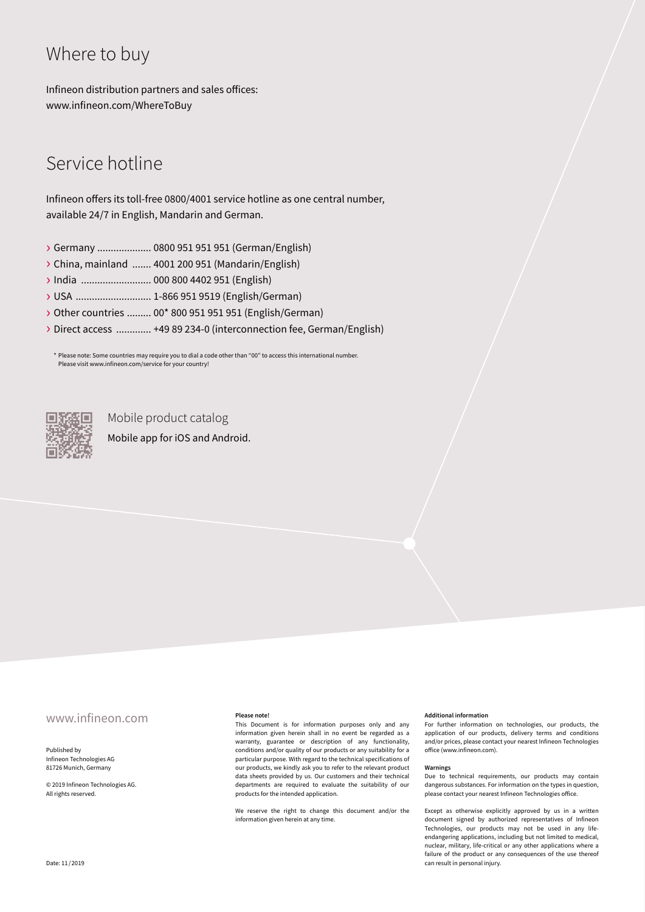# Where to buy

Infineon distribution partners and sales offices:
www.infineon.com/WhereToBuy

# Service hotline

Infineon offers its toll-free 0800/4001 service hotline as one central number, available 24/7 in English, Mandarin and German.

- Germany .................... 0800 951 951 951 (German/English)
- China, mainland ....... 4001 200 951 (Mandarin/English)
- India .......................... 000 800 4402 951 (English)
- USA ............................ 1-866 951 9519 (English/German)
- Other countries ......... 00* 800 951 951 951 (English/German)
- Direct access ............. +49 89 234-0 (interconnection fee, German/English)

\* Please note: Some countries may require you to dial a code other than "00" to access this international number. Please visit www.infineon.com/service for your country!

Mobile product catalog

Mobile app for iOS and Android.

www.infineon.com

Published by
Infineon Technologies AG
81726 Munich, Germany

© 2019 Infineon Technologies AG.
All rights reserved.

Date: 11 / 2019

**Please note!**
This Document is for information purposes only and any information given herein shall in no event be regarded as a warranty, guarantee or description of any functionality, conditions and/or quality of our products or any suitability for a particular purpose. With regard to the technical specifications of our products, we kindly ask you to refer to the relevant product data sheets provided by us. Our customers and their technical departments are required to evaluate the suitability of our products for the intended application.

We reserve the right to change this document and/or the information given herein at any time.

**Additional information**
For further information on technologies, our products, the application of our products, delivery terms and conditions and/or prices, please contact your nearest Infineon Technologies office (www.infineon.com).

**Warnings**
Due to technical requirements, our products may contain dangerous substances. For information on the types in question, please contact your nearest Infineon Technologies office.

Except as otherwise explicitly approved by us in a written document signed by authorized representatives of Infineon Technologies, our products may not be used in any life-endangering applications, including but not limited to medical, nuclear, military, life-critical or any other applications where a failure of the product or any consequences of the use thereof can result in personal injury.